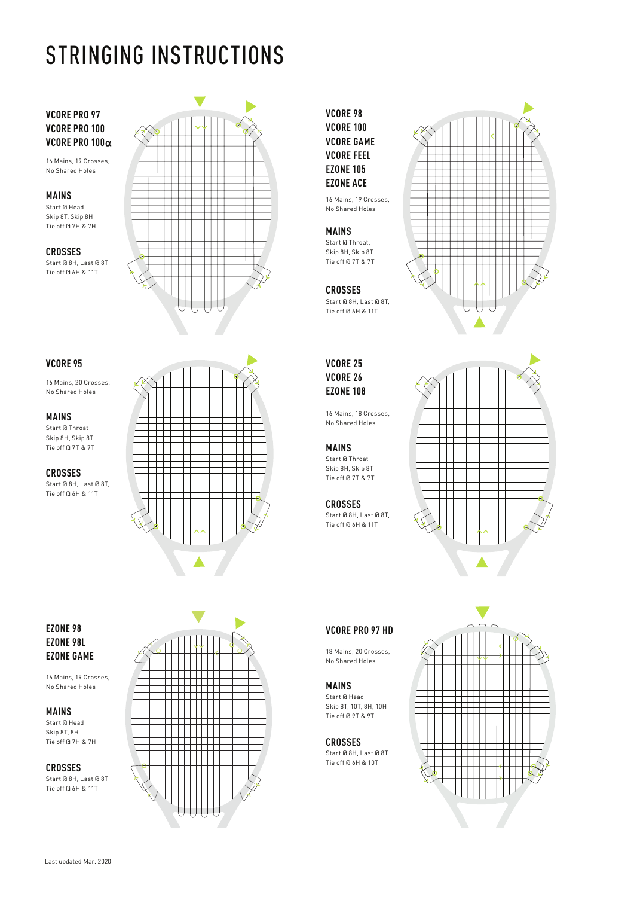# STRINGING INSTRUCTIONS

## VCORE PRO 97
## VCORE PRO 100
## VCORE PRO 100α

16 Mains, 19 Crosses,
No Shared Holes

### MAINS
Start @ Head
Skip 8T, Skip 8H
Tie off @ 7H & 7H

### CROSSES
Start @ 8H, Last @ 8T
Tie off @ 6H & 11T

## VCORE 98
## VCORE 100
## VCORE GAME
## VCORE FEEL
## EZONE 105
## EZONE ACE

16 Mains, 19 Crosses,
No Shared Holes

### MAINS
Start @ Throat,
Skip 8H, Skip 8T
Tie off @ 7T & 7T

### CROSSES
Start @ 8H, Last @ 8T,
Tie off @ 6H & 11T

## VCORE 95

16 Mains, 20 Crosses,
No Shared Holes

### MAINS
Start @ Throat
Skip 8H, Skip 8T
Tie off @ 7T & 7T

### CROSSES
Start @ 8H, Last @ 8T,
Tie off @ 6H & 11T

## VCORE 25
## VCORE 26
## EZONE 108

16 Mains, 18 Crosses,
No Shared Holes

### MAINS
Start @ Throat
Skip 8H, Skip 8T
Tie off @ 7T & 7T

### CROSSES
Start @ 8H, Last @ 8T,
Tie off @ 6H & 11T

## EZONE 98
## EZONE 98L
## EZONE GAME

16 Mains, 19 Crosses,
No Shared Holes

### MAINS
Start @ Head
Skip 8T, 8H
Tie off @ 7H & 7H

### CROSSES
Start @ 8H, Last @ 8T
Tie off @ 6H & 11T

## VCORE PRO 97 HD

18 Mains, 20 Crosses,
No Shared Holes

### MAINS
Start @ Head
Skip 8T, 10T, 8H, 10H
Tie off @ 9T & 9T

### CROSSES
Start @ 8H, Last @ 8T
Tie off @ 6H & 10T

Last updated Mar. 2020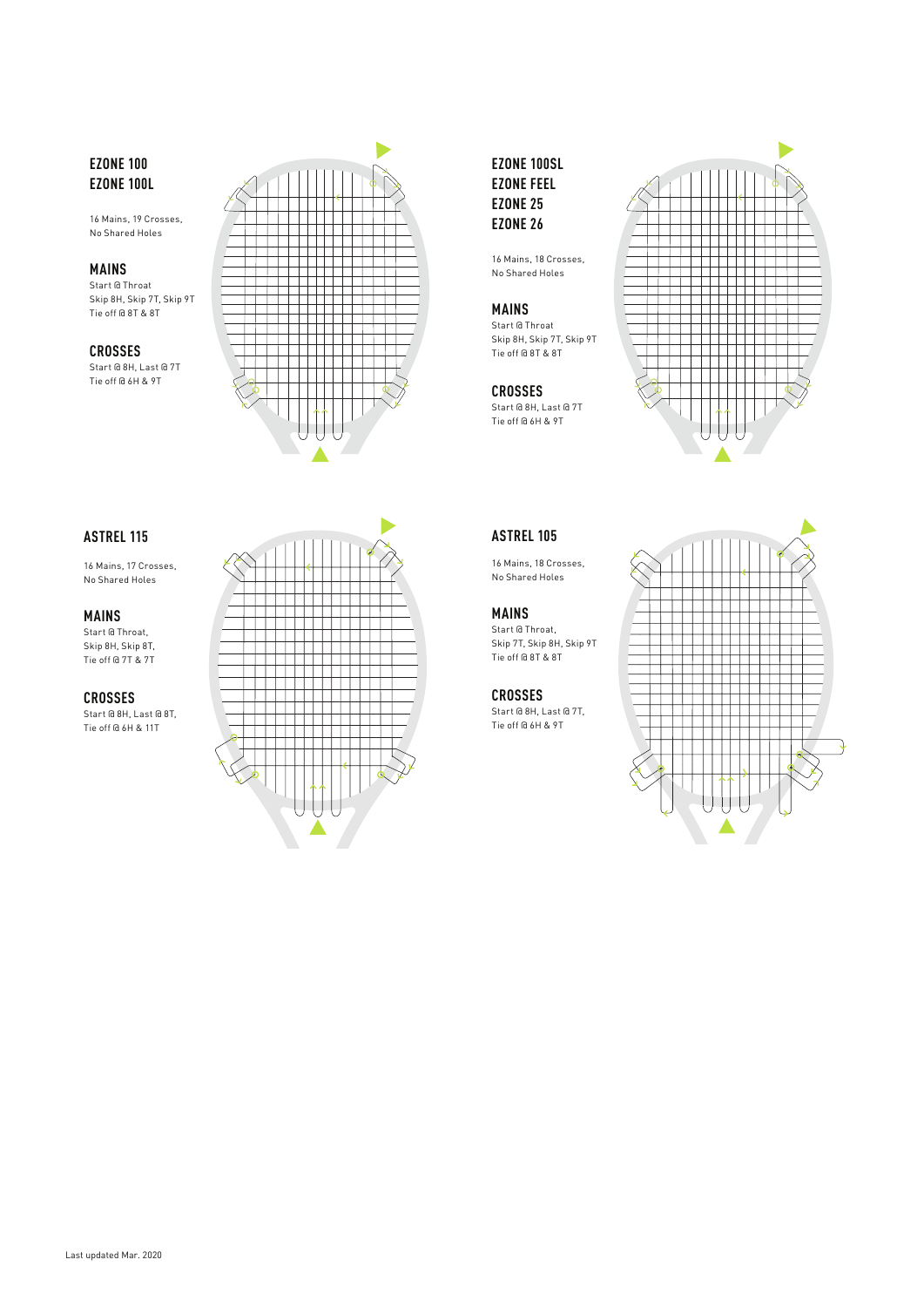## EZONE 100
## EZONE 100L

16 Mains, 19 Crosses,
No Shared Holes

### MAINS

Start @ Throat
Skip 8H, Skip 7T, Skip 9T
Tie off @ 8T & 8T

### CROSSES

Start @ 8H, Last @ 7T
Tie off @ 6H & 9T

## EZONE 100SL
## EZONE FEEL
## EZONE 25
## EZONE 26

16 Mains, 18 Crosses,
No Shared Holes

### MAINS

Start @ Throat
Skip 8H, Skip 7T, Skip 9T
Tie off @ 8T & 8T

### CROSSES

Start @ 8H, Last @ 7T
Tie off @ 6H & 9T

## ASTREL 115

16 Mains, 17 Crosses,
No Shared Holes

### MAINS

Start @ Throat,
Skip 8H, Skip 8T,
Tie off @ 7T & 7T

### CROSSES

Start @ 8H, Last @ 8T,
Tie off @ 6H & 11T

## ASTREL 105

16 Mains, 18 Crosses,
No Shared Holes

### MAINS

Start @ Throat,
Skip 7T, Skip 8H, Skip 9T
Tie off @ 8T & 8T

### CROSSES

Start @ 8H, Last @ 7T,
Tie off @ 6H & 9T

Last updated Mar. 2020